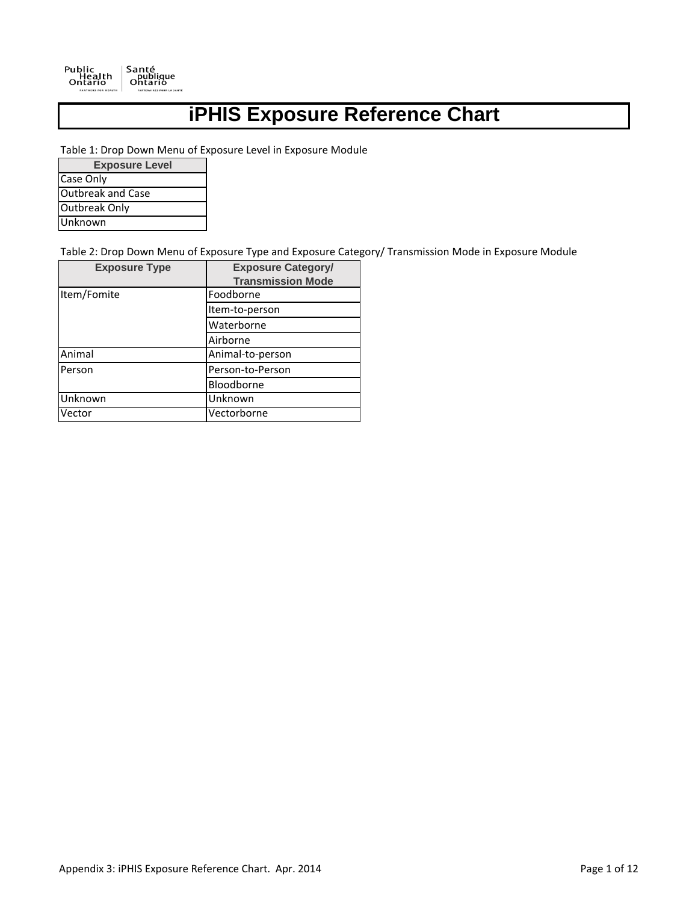Public Health Ontario | Santé publique Ontario

# iPHIS Exposure Reference Chart

Table 1: Drop Down Menu of Exposure Level in Exposure Module

| Exposure Level |
|---|
| Case Only |
| Outbreak and Case |
| Outbreak Only |
| Unknown |

Table 2: Drop Down Menu of Exposure Type and Exposure Category/ Transmission Mode in Exposure Module

| Exposure Type | Exposure Category/ Transmission Mode |
|---|---|
| Item/Fomite | Foodborne |
| | Item-to-person |
| | Waterborne |
| | Airborne |
| Animal | Animal-to-person |
| Person | Person-to-Person |
| | Bloodborne |
| Unknown | Unknown |
| Vector | Vectorborne |

Appendix 3: iPHIS Exposure Reference Chart. Apr. 2014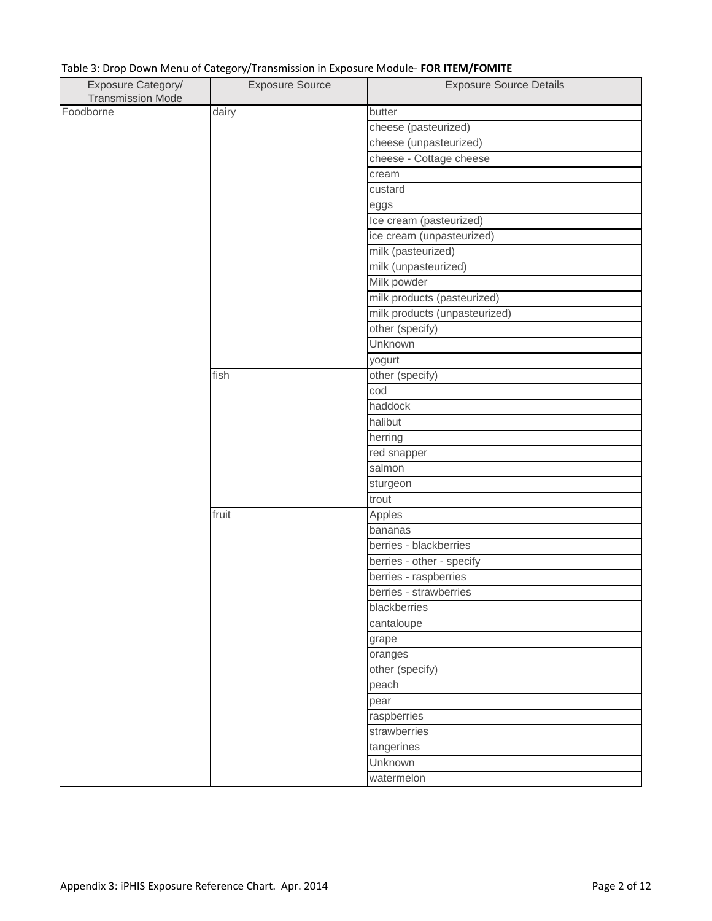Table 3: Drop Down Menu of Category/Transmission in Exposure Module- **FOR ITEM/FOMITE**

| Exposure Category/ Transmission Mode | Exposure Source | Exposure Source Details |
|---|---|---|
| Foodborne | dairy | butter |
| | | cheese (pasteurized) |
| | | cheese (unpasteurized) |
| | | cheese - Cottage cheese |
| | | cream |
| | | custard |
| | | eggs |
| | | Ice cream (pasteurized) |
| | | ice cream (unpasteurized) |
| | | milk (pasteurized) |
| | | milk (unpasteurized) |
| | | Milk powder |
| | | milk products (pasteurized) |
| | | milk products (unpasteurized) |
| | | other (specify) |
| | | Unknown |
| | | yogurt |
| | fish | other (specify) |
| | | cod |
| | | haddock |
| | | halibut |
| | | herring |
| | | red snapper |
| | | salmon |
| | | sturgeon |
| | | trout |
| | fruit | Apples |
| | | bananas |
| | | berries - blackberries |
| | | berries - other - specify |
| | | berries - raspberries |
| | | berries - strawberries |
| | | blackberries |
| | | cantaloupe |
| | | grape |
| | | oranges |
| | | other (specify) |
| | | peach |
| | | pear |
| | | raspberries |
| | | strawberries |
| | | tangerines |
| | | Unknown |
| | | watermelon |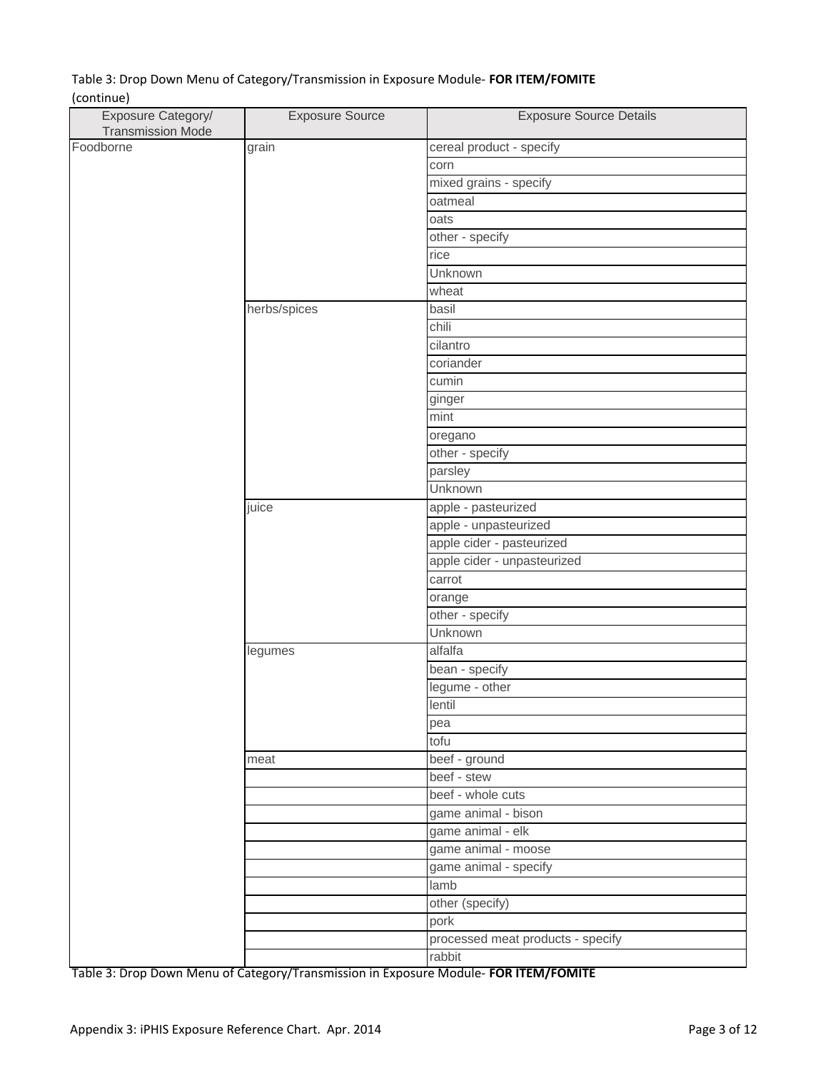Table 3: Drop Down Menu of Category/Transmission in Exposure Module- **FOR ITEM/FOMITE** (continue)

| Exposure Category/ Transmission Mode | Exposure Source | Exposure Source Details |
|---|---|---|
| Foodborne | grain | cereal product - specify |
| | | corn |
| | | mixed grains - specify |
| | | oatmeal |
| | | oats |
| | | other - specify |
| | | rice |
| | | Unknown |
| | | wheat |
| | herbs/spices | basil |
| | | chili |
| | | cilantro |
| | | coriander |
| | | cumin |
| | | ginger |
| | | mint |
| | | oregano |
| | | other - specify |
| | | parsley |
| | | Unknown |
| | juice | apple - pasteurized |
| | | apple - unpasteurized |
| | | apple cider - pasteurized |
| | | apple cider - unpasteurized |
| | | carrot |
| | | orange |
| | | other - specify |
| | | Unknown |
| | legumes | alfalfa |
| | | bean - specify |
| | | legume - other |
| | | lentil |
| | | pea |
| | | tofu |
| | meat | beef - ground |
| | | beef - stew |
| | | beef - whole cuts |
| | | game animal - bison |
| | | game animal - elk |
| | | game animal - moose |
| | | game animal - specify |
| | | lamb |
| | | other (specify) |
| | | pork |
| | | processed meat products - specify |
| | | rabbit |

Table 3: Drop Down Menu of Category/Transmission in Exposure Module- **FOR ITEM/FOMITE**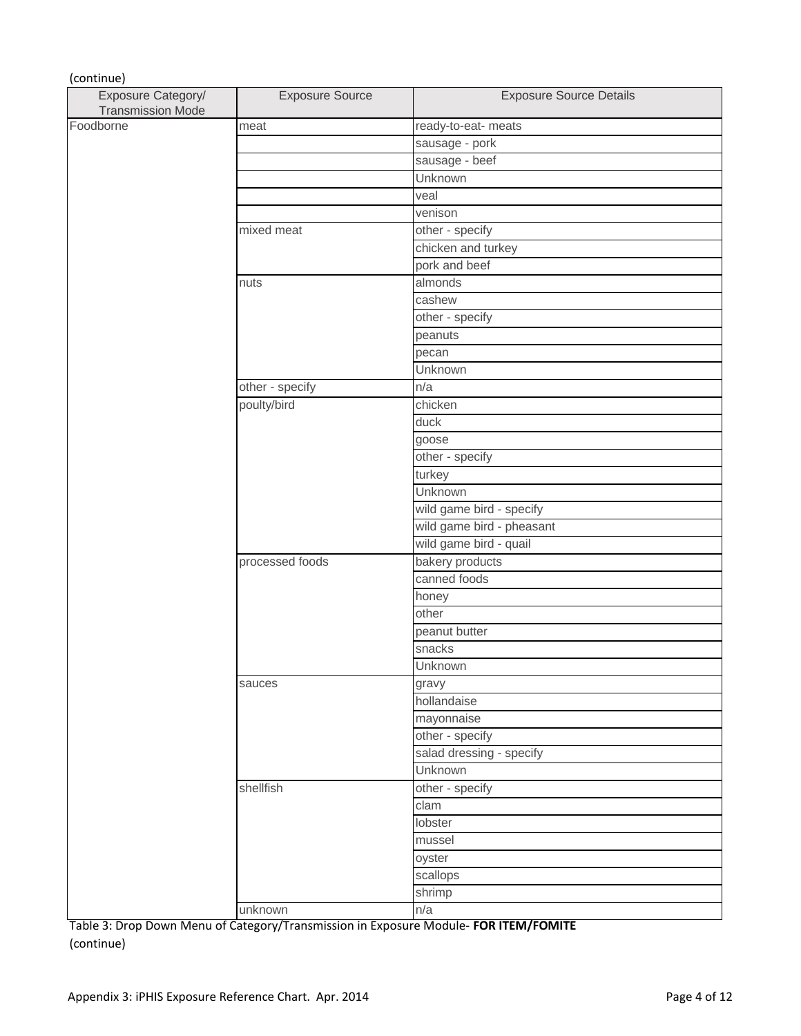(continue)

| Exposure Category/ Transmission Mode | Exposure Source | Exposure Source Details |
|---|---|---|
| Foodborne | meat | ready-to-eat- meats |
| | | sausage - pork |
| | | sausage - beef |
| | | Unknown |
| | | veal |
| | | venison |
| | mixed meat | other - specify |
| | | chicken and turkey |
| | | pork and beef |
| | nuts | almonds |
| | | cashew |
| | | other - specify |
| | | peanuts |
| | | pecan |
| | | Unknown |
| | other - specify | n/a |
| | poulty/bird | chicken |
| | | duck |
| | | goose |
| | | other - specify |
| | | turkey |
| | | Unknown |
| | | wild game bird - specify |
| | | wild game bird - pheasant |
| | | wild game bird - quail |
| | processed foods | bakery products |
| | | canned foods |
| | | honey |
| | | other |
| | | peanut butter |
| | | snacks |
| | | Unknown |
| | sauces | gravy |
| | | hollandaise |
| | | mayonnaise |
| | | other - specify |
| | | salad dressing - specify |
| | | Unknown |
| | shellfish | other - specify |
| | | clam |
| | | lobster |
| | | mussel |
| | | oyster |
| | | scallops |
| | | shrimp |
| | unknown | n/a |

Table 3: Drop Down Menu of Category/Transmission in Exposure Module- **FOR ITEM/FOMITE**
(continue)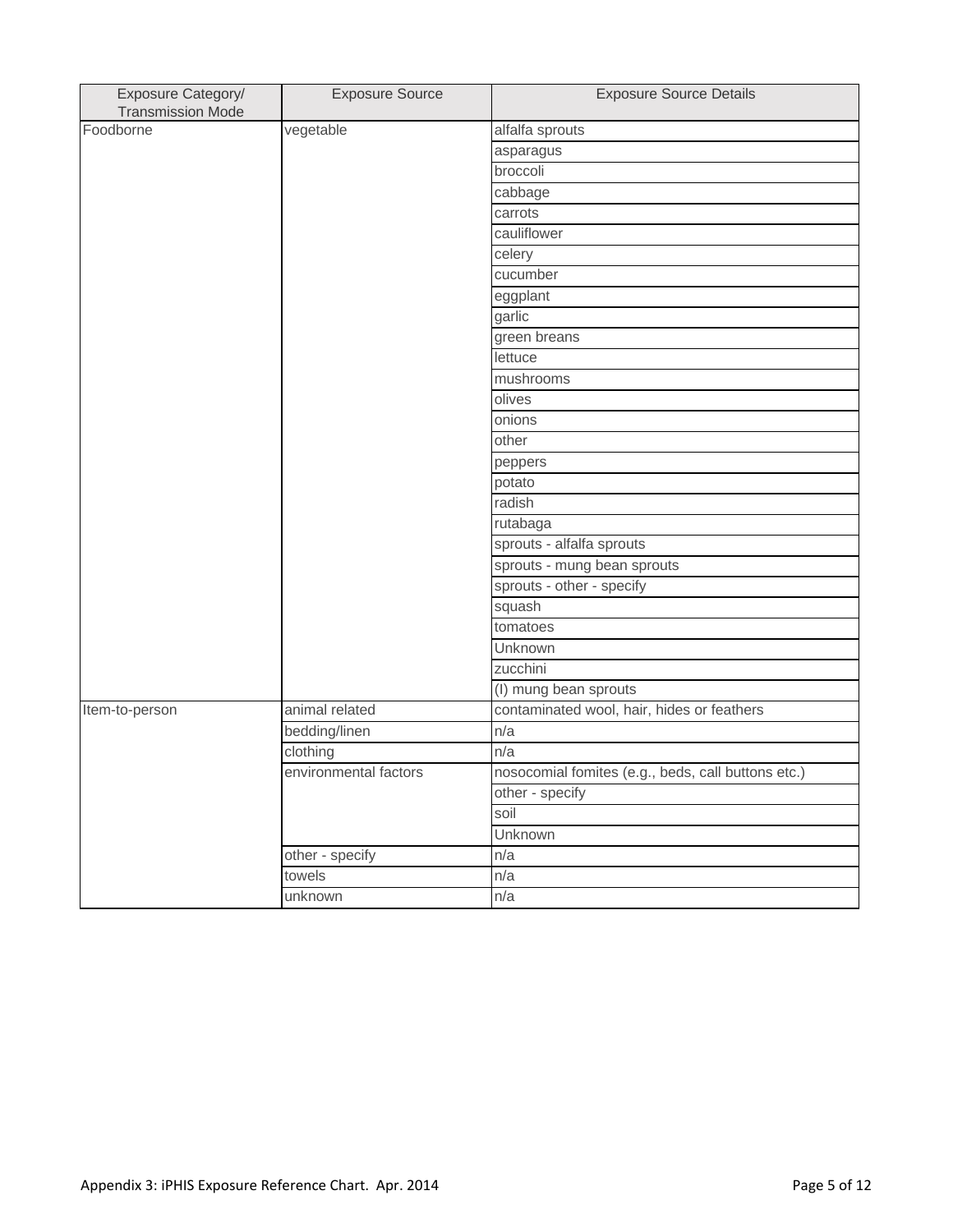| Exposure Category/ Transmission Mode | Exposure Source | Exposure Source Details |
| --- | --- | --- |
| Foodborne | vegetable | alfalfa sprouts |
| | | asparagus |
| | | broccoli |
| | | cabbage |
| | | carrots |
| | | cauliflower |
| | | celery |
| | | cucumber |
| | | eggplant |
| | | garlic |
| | | green breans |
| | | lettuce |
| | | mushrooms |
| | | olives |
| | | onions |
| | | other |
| | | peppers |
| | | potato |
| | | radish |
| | | rutabaga |
| | | sprouts - alfalfa sprouts |
| | | sprouts - mung bean sprouts |
| | | sprouts - other - specify |
| | | squash |
| | | tomatoes |
| | | Unknown |
| | | zucchini |
| | | (I) mung bean sprouts |
| Item-to-person | animal related | contaminated wool, hair, hides or feathers |
| | bedding/linen | n/a |
| | clothing | n/a |
| | environmental factors | nosocomial fomites (e.g., beds, call buttons etc.) |
| | | other - specify |
| | | soil |
| | | Unknown |
| | other - specify | n/a |
| | towels | n/a |
| | unknown | n/a |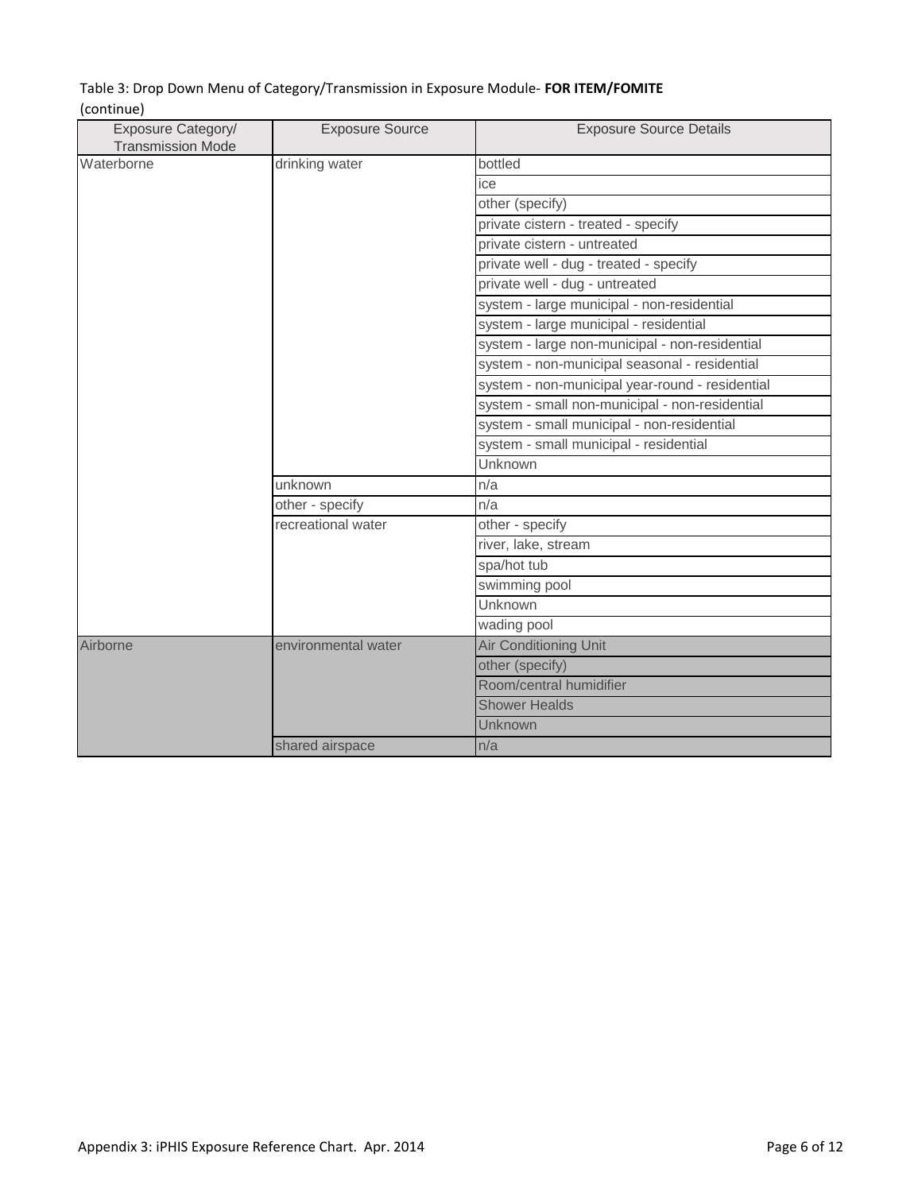Table 3: Drop Down Menu of Category/Transmission in Exposure Module- **FOR ITEM/FOMITE** (continue)

| Exposure Category/ Transmission Mode | Exposure Source | Exposure Source Details |
|---|---|---|
| Waterborne | drinking water | bottled |
| | | ice |
| | | other (specify) |
| | | private cistern - treated - specify |
| | | private cistern - untreated |
| | | private well - dug - treated - specify |
| | | private well - dug - untreated |
| | | system - large municipal - non-residential |
| | | system - large municipal - residential |
| | | system - large non-municipal - non-residential |
| | | system - non-municipal seasonal - residential |
| | | system - non-municipal year-round - residential |
| | | system - small non-municipal - non-residential |
| | | system - small municipal - non-residential |
| | | system - small municipal - residential |
| | | Unknown |
| | unknown | n/a |
| | other - specify | n/a |
| | recreational water | other - specify |
| | | river, lake, stream |
| | | spa/hot tub |
| | | swimming pool |
| | | Unknown |
| | | wading pool |
| Airborne | environmental water | Air Conditioning Unit |
| | | other (specify) |
| | | Room/central humidifier |
| | | Shower Healds |
| | | Unknown |
| | shared airspace | n/a |

Appendix 3: iPHIS Exposure Reference Chart. Apr. 2014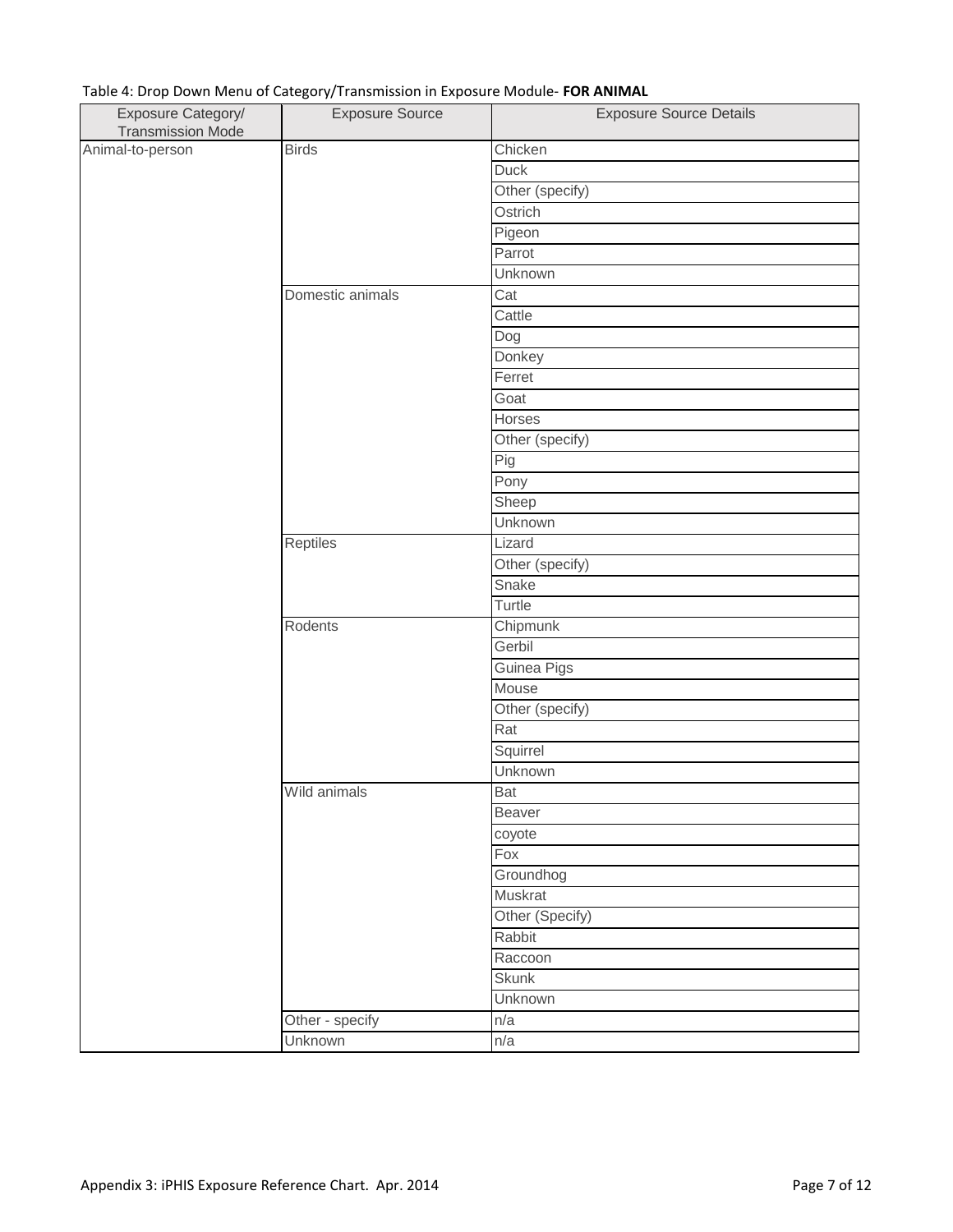Table 4: Drop Down Menu of Category/Transmission in Exposure Module- **FOR ANIMAL**

| Exposure Category/ Transmission Mode | Exposure Source | Exposure Source Details |
|---|---|---|
| Animal-to-person | Birds | Chicken |
| | | Duck |
| | | Other (specify) |
| | | Ostrich |
| | | Pigeon |
| | | Parrot |
| | | Unknown |
| | Domestic animals | Cat |
| | | Cattle |
| | | Dog |
| | | Donkey |
| | | Ferret |
| | | Goat |
| | | Horses |
| | | Other (specify) |
| | | Pig |
| | | Pony |
| | | Sheep |
| | | Unknown |
| | Reptiles | Lizard |
| | | Other (specify) |
| | | Snake |
| | | Turtle |
| | Rodents | Chipmunk |
| | | Gerbil |
| | | Guinea Pigs |
| | | Mouse |
| | | Other (specify) |
| | | Rat |
| | | Squirrel |
| | | Unknown |
| | Wild animals | Bat |
| | | Beaver |
| | | coyote |
| | | Fox |
| | | Groundhog |
| | | Muskrat |
| | | Other (Specify) |
| | | Rabbit |
| | | Raccoon |
| | | Skunk |
| | | Unknown |
| | Other - specify | n/a |
| | Unknown | n/a |

Appendix 3: iPHIS Exposure Reference Chart. Apr. 2014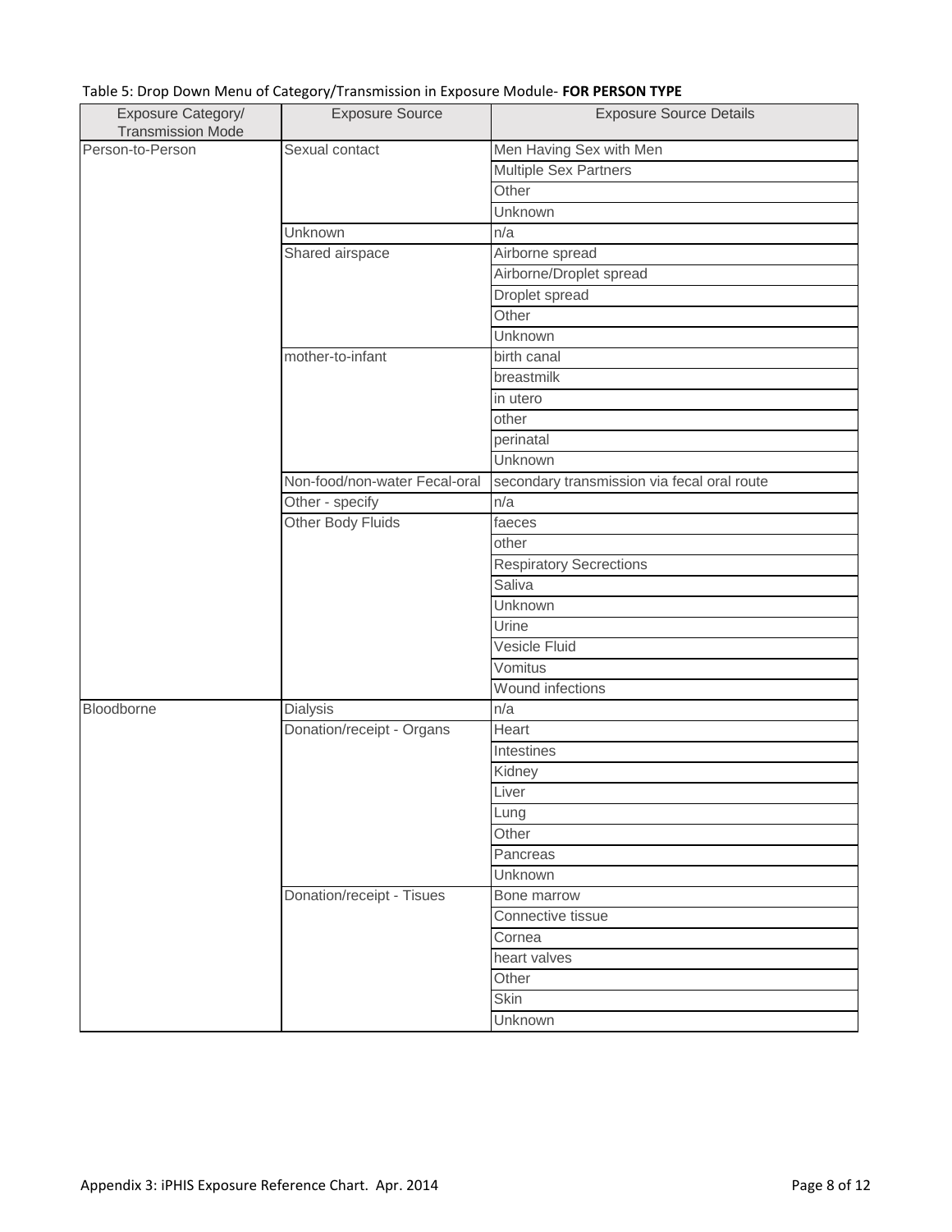Table 5: Drop Down Menu of Category/Transmission in Exposure Module- **FOR PERSON TYPE**

| Exposure Category/ Transmission Mode | Exposure Source | Exposure Source Details |
|---|---|---|
| Person-to-Person | Sexual contact | Men Having Sex with Men |
| | | Multiple Sex Partners |
| | | Other |
| | | Unknown |
| | Unknown | n/a |
| | Shared airspace | Airborne spread |
| | | Airborne/Droplet spread |
| | | Droplet spread |
| | | Other |
| | | Unknown |
| | mother-to-infant | birth canal |
| | | breastmilk |
| | | in utero |
| | | other |
| | | perinatal |
| | | Unknown |
| | Non-food/non-water Fecal-oral | secondary transmission via fecal oral route |
| | Other - specify | n/a |
| | Other Body Fluids | faeces |
| | | other |
| | | Respiratory Secrections |
| | | Saliva |
| | | Unknown |
| | | Urine |
| | | Vesicle Fluid |
| | | Vomitus |
| | | Wound infections |
| Bloodborne | Dialysis | n/a |
| | Donation/receipt - Organs | Heart |
| | | Intestines |
| | | Kidney |
| | | Liver |
| | | Lung |
| | | Other |
| | | Pancreas |
| | | Unknown |
| | Donation/receipt - Tisues | Bone marrow |
| | | Connective tissue |
| | | Cornea |
| | | heart valves |
| | | Other |
| | | Skin |
| | | Unknown |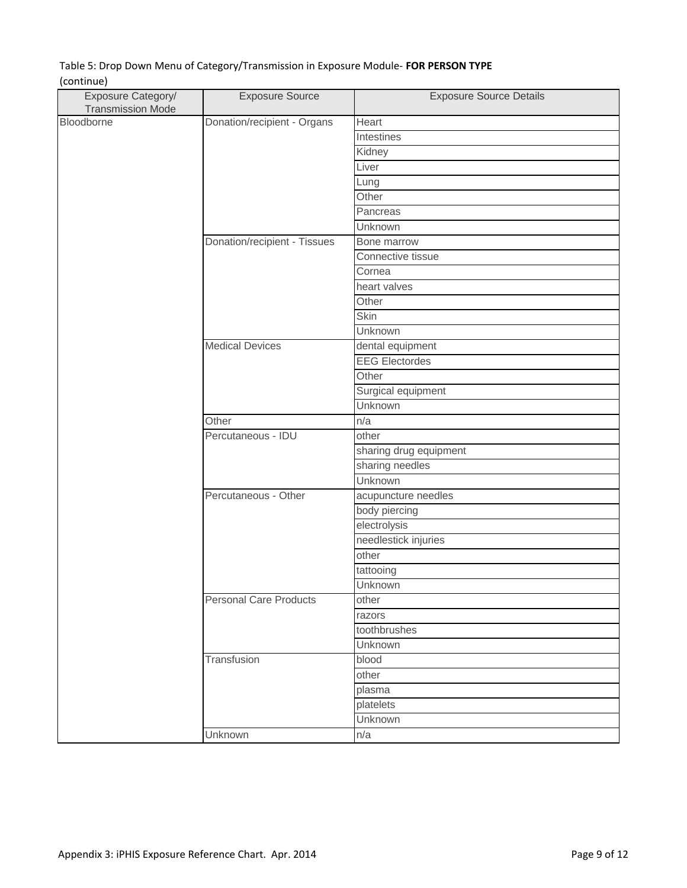Table 5: Drop Down Menu of Category/Transmission in Exposure Module- **FOR PERSON TYPE** (continue)

| Exposure Category/ Transmission Mode | Exposure Source | Exposure Source Details |
|---|---|---|
| Bloodborne | Donation/recipient - Organs | Heart |
| | | Intestines |
| | | Kidney |
| | | Liver |
| | | Lung |
| | | Other |
| | | Pancreas |
| | | Unknown |
| | Donation/recipient - Tissues | Bone marrow |
| | | Connective tissue |
| | | Cornea |
| | | heart valves |
| | | Other |
| | | Skin |
| | | Unknown |
| | Medical Devices | dental equipment |
| | | EEG Electordes |
| | | Other |
| | | Surgical equipment |
| | | Unknown |
| | Other | n/a |
| | Percutaneous - IDU | other |
| | | sharing drug equipment |
| | | sharing needles |
| | | Unknown |
| | Percutaneous - Other | acupuncture needles |
| | | body piercing |
| | | electrolysis |
| | | needlestick injuries |
| | | other |
| | | tattooing |
| | | Unknown |
| | Personal Care Products | other |
| | | razors |
| | | toothbrushes |
| | | Unknown |
| | Transfusion | blood |
| | | other |
| | | plasma |
| | | platelets |
| | | Unknown |
| | Unknown | n/a |

Appendix 3: iPHIS Exposure Reference Chart. Apr. 2014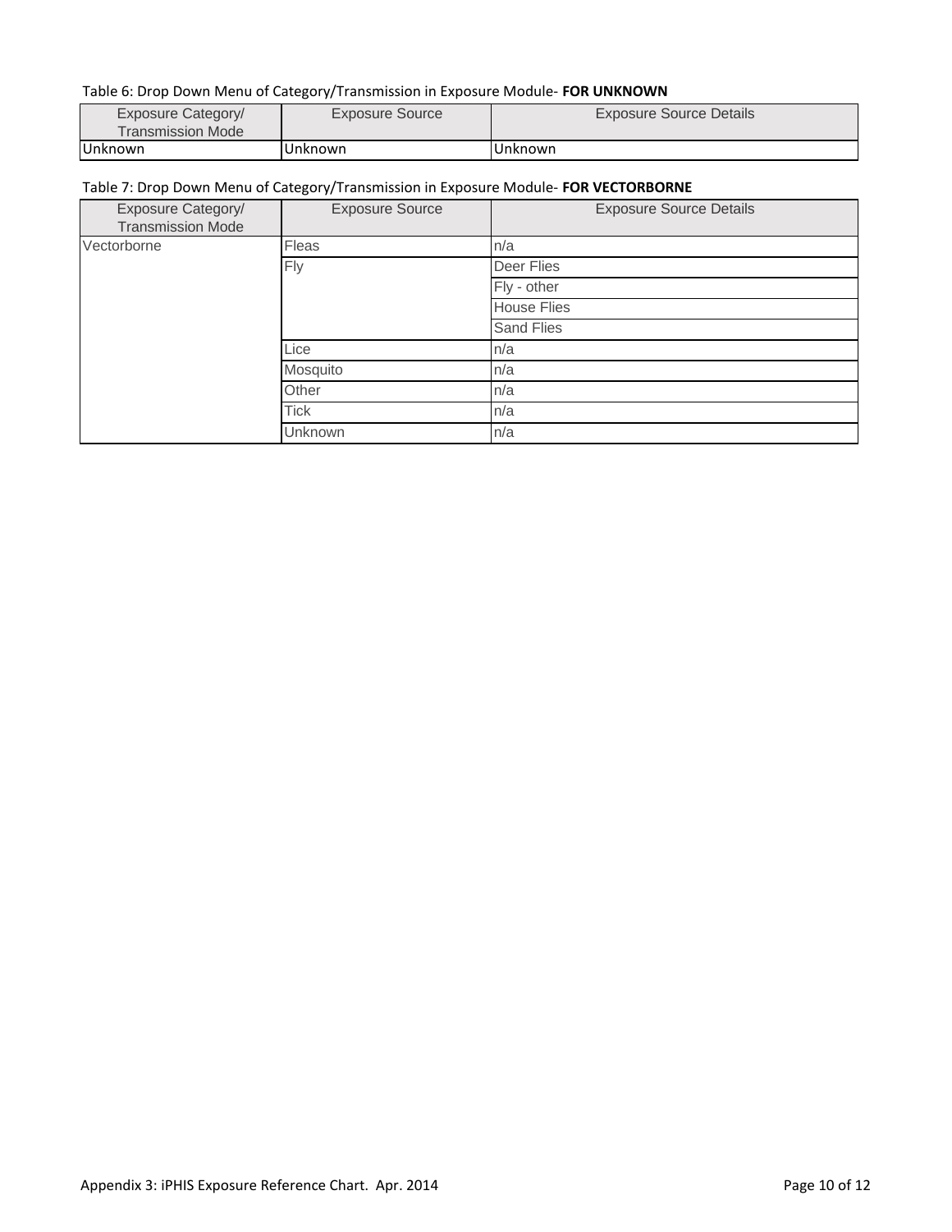Table 6: Drop Down Menu of Category/Transmission in Exposure Module- **FOR UNKNOWN**

| Exposure Category/ Transmission Mode | Exposure Source | Exposure Source Details |
|---|---|---|
| Unknown | Unknown | Unknown |

Table 7: Drop Down Menu of Category/Transmission in Exposure Module- **FOR VECTORBORNE**

| Exposure Category/ Transmission Mode | Exposure Source | Exposure Source Details |
|---|---|---|
| Vectorborne | Fleas | n/a |
| | Fly | Deer Flies |
| | | Fly - other |
| | | House Flies |
| | | Sand Flies |
| | Lice | n/a |
| | Mosquito | n/a |
| | Other | n/a |
| | Tick | n/a |
| | Unknown | n/a |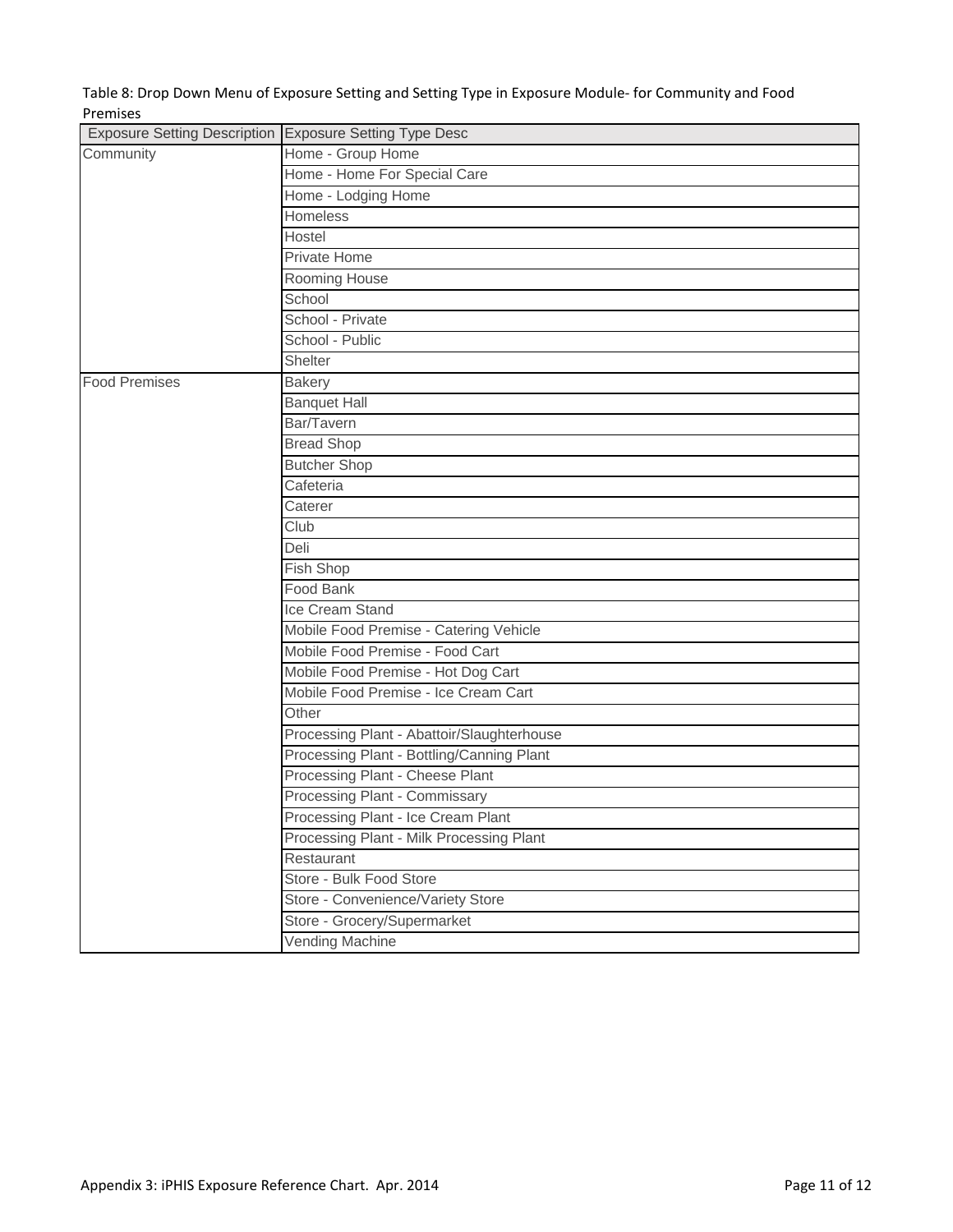Table 8: Drop Down Menu of Exposure Setting and Setting Type in Exposure Module- for Community and Food Premises

| Exposure Setting Description | Exposure Setting Type Desc |
|---|---|
| Community | Home - Group Home |
| | Home - Home For Special Care |
| | Home - Lodging Home |
| | Homeless |
| | Hostel |
| | Private Home |
| | Rooming House |
| | School |
| | School - Private |
| | School - Public |
| | Shelter |
| Food Premises | Bakery |
| | Banquet Hall |
| | Bar/Tavern |
| | Bread Shop |
| | Butcher Shop |
| | Cafeteria |
| | Caterer |
| | Club |
| | Deli |
| | Fish Shop |
| | Food Bank |
| | Ice Cream Stand |
| | Mobile Food Premise - Catering Vehicle |
| | Mobile Food Premise - Food Cart |
| | Mobile Food Premise - Hot Dog Cart |
| | Mobile Food Premise - Ice Cream Cart |
| | Other |
| | Processing Plant - Abattoir/Slaughterhouse |
| | Processing Plant - Bottling/Canning Plant |
| | Processing Plant - Cheese Plant |
| | Processing Plant - Commissary |
| | Processing Plant - Ice Cream Plant |
| | Processing Plant - Milk Processing Plant |
| | Restaurant |
| | Store - Bulk Food Store |
| | Store - Convenience/Variety Store |
| | Store - Grocery/Supermarket |
| | Vending Machine |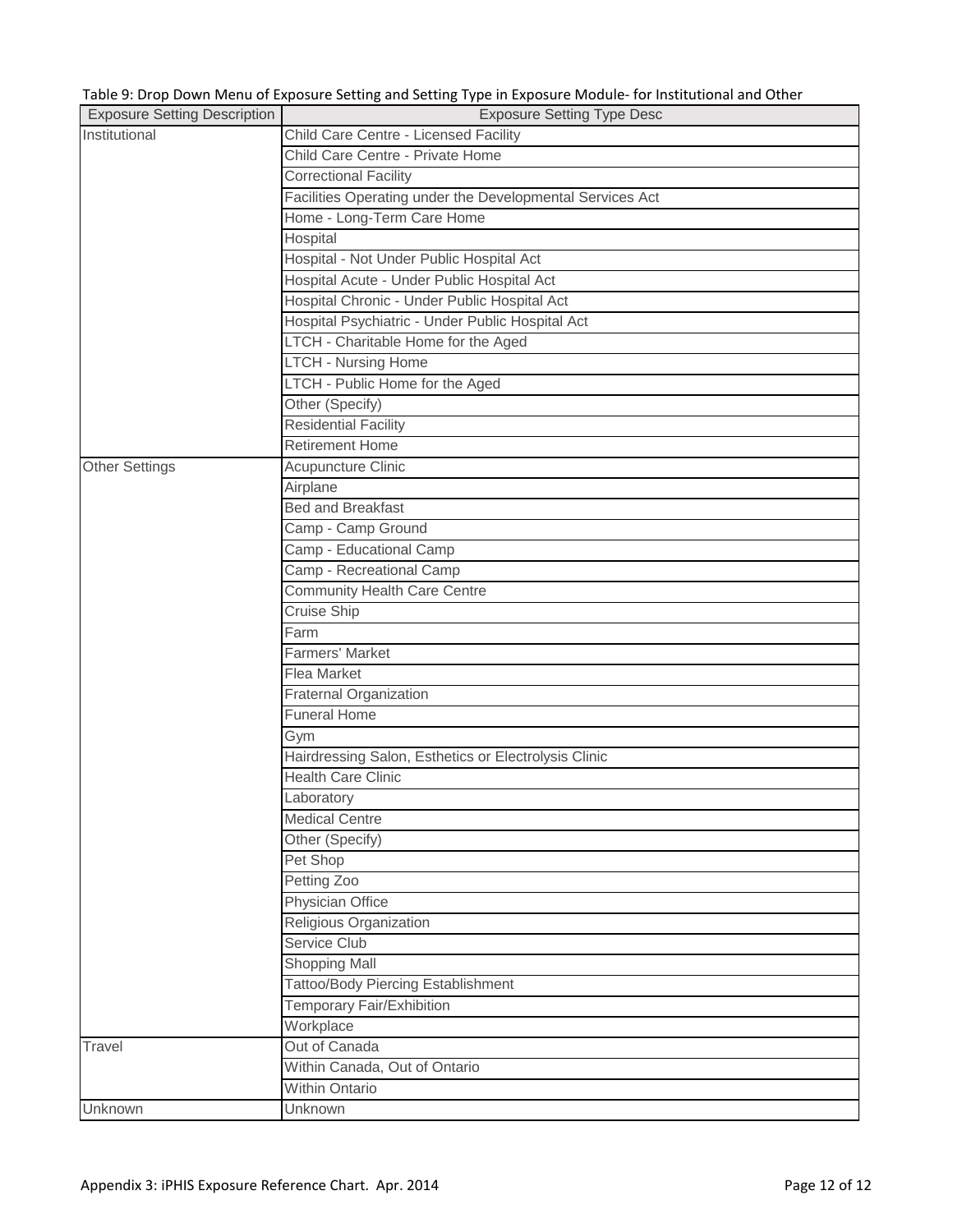Table 9: Drop Down Menu of Exposure Setting and Setting Type in Exposure Module- for Institutional and Other

| Exposure Setting Description | Exposure Setting Type Desc |
|---|---|
| Institutional | Child Care Centre - Licensed Facility |
| | Child Care Centre - Private Home |
| | Correctional Facility |
| | Facilities Operating under the Developmental Services Act |
| | Home - Long-Term Care Home |
| | Hospital |
| | Hospital - Not Under Public Hospital Act |
| | Hospital Acute - Under Public Hospital Act |
| | Hospital Chronic - Under Public Hospital Act |
| | Hospital Psychiatric - Under Public Hospital Act |
| | LTCH - Charitable Home for the Aged |
| | LTCH - Nursing Home |
| | LTCH - Public Home for the Aged |
| | Other (Specify) |
| | Residential Facility |
| | Retirement Home |
| Other Settings | Acupuncture Clinic |
| | Airplane |
| | Bed and Breakfast |
| | Camp - Camp Ground |
| | Camp - Educational Camp |
| | Camp - Recreational Camp |
| | Community Health Care Centre |
| | Cruise Ship |
| | Farm |
| | Farmers' Market |
| | Flea Market |
| | Fraternal Organization |
| | Funeral Home |
| | Gym |
| | Hairdressing Salon, Esthetics or Electrolysis Clinic |
| | Health Care Clinic |
| | Laboratory |
| | Medical Centre |
| | Other (Specify) |
| | Pet Shop |
| | Petting Zoo |
| | Physician Office |
| | Religious Organization |
| | Service Club |
| | Shopping Mall |
| | Tattoo/Body Piercing Establishment |
| | Temporary Fair/Exhibition |
| | Workplace |
| Travel | Out of Canada |
| | Within Canada, Out of Ontario |
| | Within Ontario |
| Unknown | Unknown |